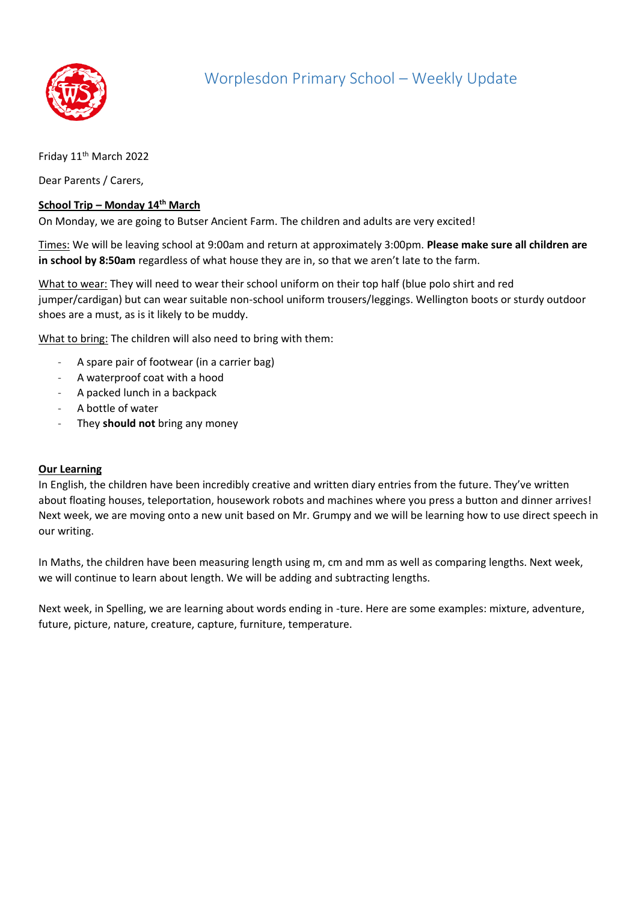# Worplesdon Primary School – Weekly Update

Friday 11th March 2022

Dear Parents / Carers,

**School Trip – Monday 14th March**

On Monday, we are going to Butser Ancient Farm. The children and adults are very excited!

Times: We will be leaving school at 9:00am and return at approximately 3:00pm. **Please make sure all children are in school by 8:50am** regardless of what house they are in, so that we aren't late to the farm.

What to wear: They will need to wear their school uniform on their top half (blue polo shirt and red jumper/cardigan) but can wear suitable non-school uniform trousers/leggings. Wellington boots or sturdy outdoor shoes are a must, as is it likely to be muddy.

What to bring: The children will also need to bring with them:

- A spare pair of footwear (in a carrier bag)
- A waterproof coat with a hood
- A packed lunch in a backpack
- A bottle of water
- They **should not** bring any money

**Our Learning**

In English, the children have been incredibly creative and written diary entries from the future. They've written about floating houses, teleportation, housework robots and machines where you press a button and dinner arrives! Next week, we are moving onto a new unit based on Mr. Grumpy and we will be learning how to use direct speech in our writing.

In Maths, the children have been measuring length using m, cm and mm as well as comparing lengths. Next week, we will continue to learn about length. We will be adding and subtracting lengths.

Next week, in Spelling, we are learning about words ending in -ture. Here are some examples: mixture, adventure, future, picture, nature, creature, capture, furniture, temperature.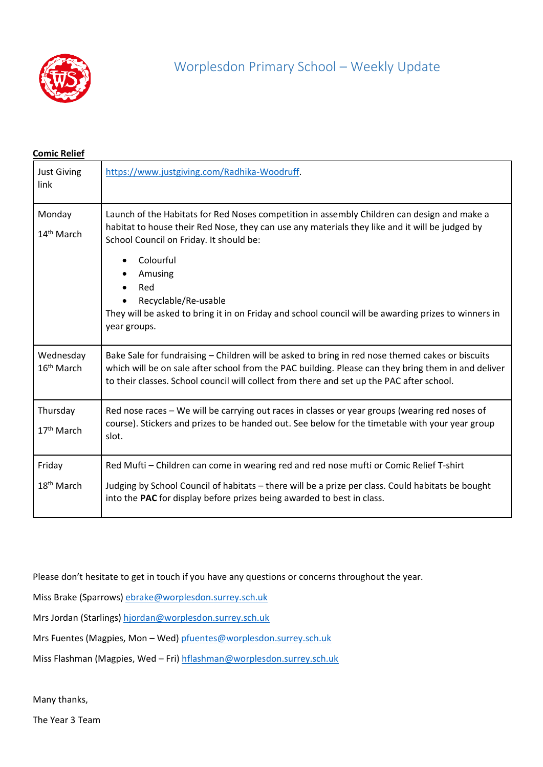# Worplesdon Primary School – Weekly Update

**Comic Relief**

| | |
|---|---|
| Just Giving link | https://www.justgiving.com/Radhika-Woodruff. |
| Monday 14th March | Launch of the Habitats for Red Noses competition in assembly Children can design and make a habitat to house their Red Nose, they can use any materials they like and it will be judged by School Council on Friday. It should be: <br>• Colourful <br>• Amusing <br>• Red <br>• Recyclable/Re-usable <br>They will be asked to bring it in on Friday and school council will be awarding prizes to winners in year groups. |
| Wednesday 16th March | Bake Sale for fundraising – Children will be asked to bring in red nose themed cakes or biscuits which will be on sale after school from the PAC building. Please can they bring them in and deliver to their classes. School council will collect from there and set up the PAC after school. |
| Thursday 17th March | Red nose races – We will be carrying out races in classes or year groups (wearing red noses of course). Stickers and prizes to be handed out. See below for the timetable with your year group slot. |
| Friday 18th March | Red Mufti – Children can come in wearing red and red nose mufti or Comic Relief T-shirt <br><br>Judging by School Council of habitats – there will be a prize per class. Could habitats be bought into the **PAC** for display before prizes being awarded to best in class. |

Please don't hesitate to get in touch if you have any questions or concerns throughout the year.

Miss Brake (Sparrows) ebrake@worplesdon.surrey.sch.uk

Mrs Jordan (Starlings) hjordan@worplesdon.surrey.sch.uk

Mrs Fuentes (Magpies, Mon – Wed) pfuentes@worplesdon.surrey.sch.uk

Miss Flashman (Magpies, Wed – Fri) hflashman@worplesdon.surrey.sch.uk

Many thanks,

The Year 3 Team